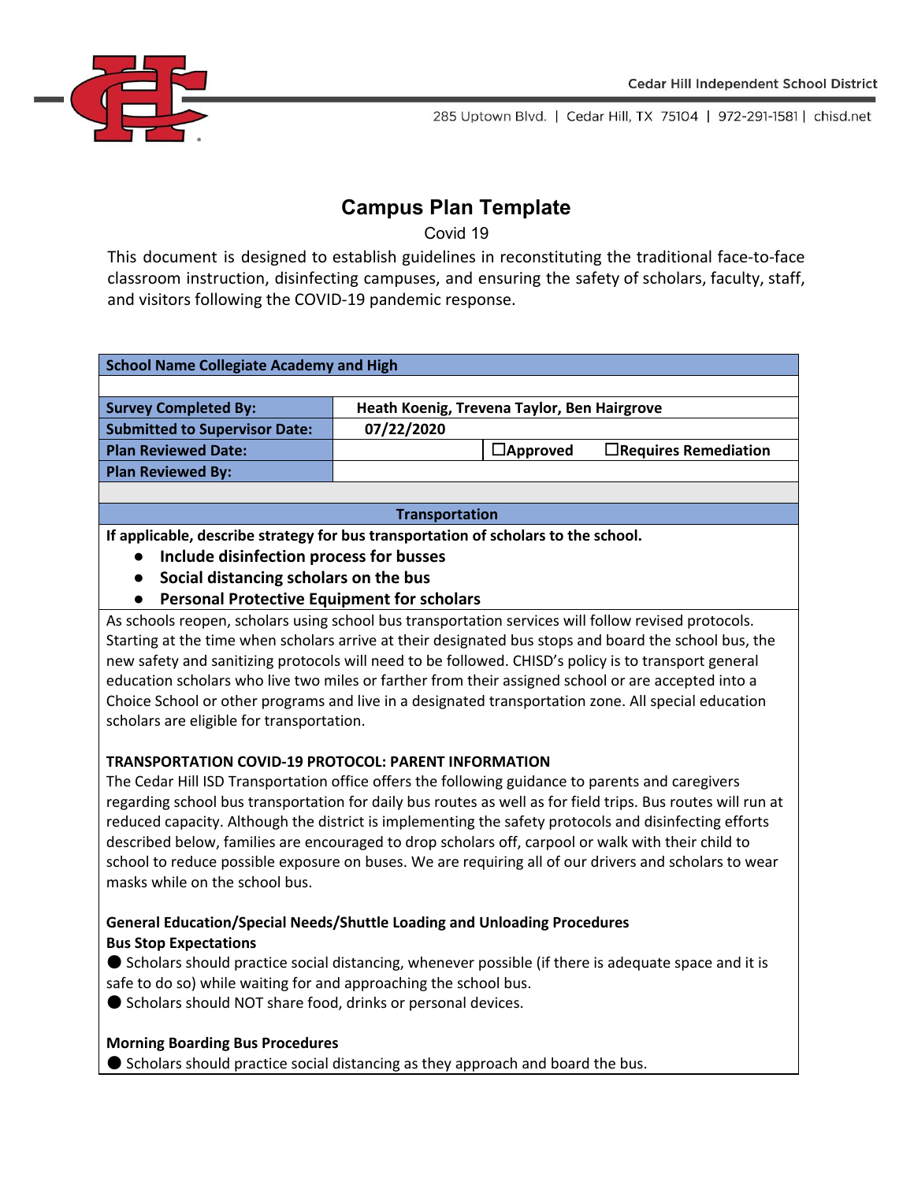Cedar Hill Independent School District

285 Uptown Blvd. | Cedar Hill, TX 75104 | 972-291-1581 | chisd.net

# Campus Plan Template

Covid 19

This document is designed to establish guidelines in reconstituting the traditional face-to-face classroom instruction, disinfecting campuses, and ensuring the safety of scholars, faculty, staff, and visitors following the COVID-19 pandemic response.

| **School Name Collegiate Academy and High** | | |
|---|---|---|
| | | |
| **Survey Completed By:** | **Heath Koenig, Trevena Taylor, Ben Hairgrove** | |
| **Submitted to Supervisor Date:** | **07/22/2020** | |
| **Plan Reviewed Date:** | | **☐Approved ☐Requires Remediation** |
| **Plan Reviewed By:** | | |

## Transportation

**If applicable, describe strategy for bus transportation of scholars to the school.**

- **Include disinfection process for busses**
- **Social distancing scholars on the bus**
- **Personal Protective Equipment for scholars**

As schools reopen, scholars using school bus transportation services will follow revised protocols. Starting at the time when scholars arrive at their designated bus stops and board the school bus, the new safety and sanitizing protocols will need to be followed. CHISD's policy is to transport general education scholars who live two miles or farther from their assigned school or are accepted into a Choice School or other programs and live in a designated transportation zone. All special education scholars are eligible for transportation.

**TRANSPORTATION COVID-19 PROTOCOL: PARENT INFORMATION**

The Cedar Hill ISD Transportation office offers the following guidance to parents and caregivers regarding school bus transportation for daily bus routes as well as for field trips. Bus routes will run at reduced capacity. Although the district is implementing the safety protocols and disinfecting efforts described below, families are encouraged to drop scholars off, carpool or walk with their child to school to reduce possible exposure on buses. We are requiring all of our drivers and scholars to wear masks while on the school bus.

**General Education/Special Needs/Shuttle Loading and Unloading Procedures**

**Bus Stop Expectations**

- Scholars should practice social distancing, whenever possible (if there is adequate space and it is safe to do so) while waiting for and approaching the school bus.
- Scholars should NOT share food, drinks or personal devices.

**Morning Boarding Bus Procedures**

- Scholars should practice social distancing as they approach and board the bus.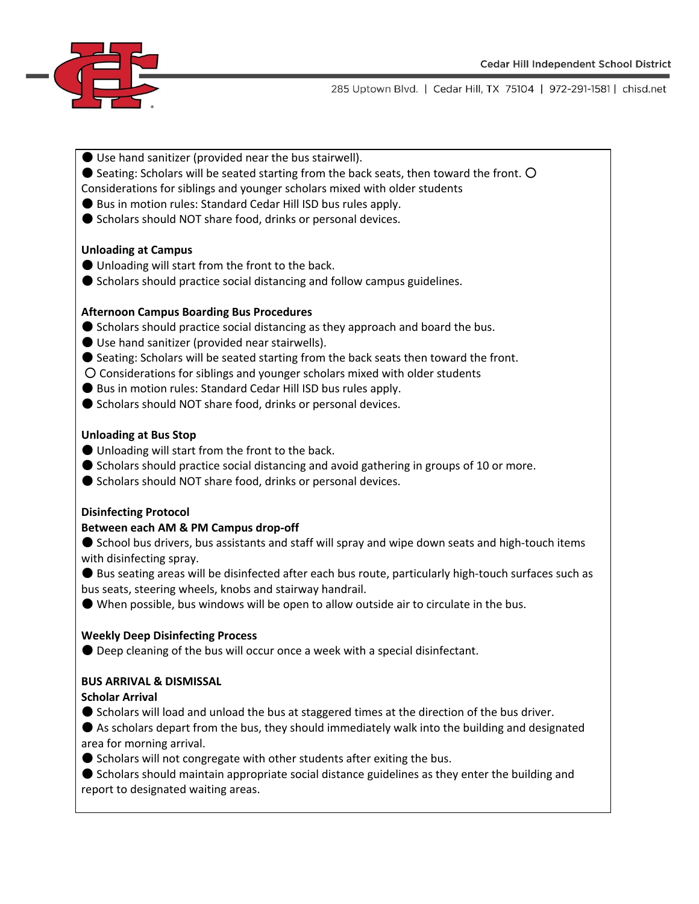- Use hand sanitizer (provided near the bus stairwell).
- Seating: Scholars will be seated starting from the back seats, then toward the front.
  - Considerations for siblings and younger scholars mixed with older students
- Bus in motion rules: Standard Cedar Hill ISD bus rules apply.
- Scholars should NOT share food, drinks or personal devices.

**Unloading at Campus**

- Unloading will start from the front to the back.
- Scholars should practice social distancing and follow campus guidelines.

**Afternoon Campus Boarding Bus Procedures**

- Scholars should practice social distancing as they approach and board the bus.
- Use hand sanitizer (provided near stairwells).
- Seating: Scholars will be seated starting from the back seats then toward the front.
  - Considerations for siblings and younger scholars mixed with older students
- Bus in motion rules: Standard Cedar Hill ISD bus rules apply.
- Scholars should NOT share food, drinks or personal devices.

**Unloading at Bus Stop**

- Unloading will start from the front to the back.
- Scholars should practice social distancing and avoid gathering in groups of 10 or more.
- Scholars should NOT share food, drinks or personal devices.

**Disinfecting Protocol**

**Between each AM & PM Campus drop-off**

- School bus drivers, bus assistants and staff will spray and wipe down seats and high-touch items with disinfecting spray.
- Bus seating areas will be disinfected after each bus route, particularly high-touch surfaces such as bus seats, steering wheels, knobs and stairway handrail.
- When possible, bus windows will be open to allow outside air to circulate in the bus.

**Weekly Deep Disinfecting Process**

- Deep cleaning of the bus will occur once a week with a special disinfectant.

**BUS ARRIVAL & DISMISSAL**

**Scholar Arrival**

- Scholars will load and unload the bus at staggered times at the direction of the bus driver.
- As scholars depart from the bus, they should immediately walk into the building and designated area for morning arrival.
- Scholars will not congregate with other students after exiting the bus.
- Scholars should maintain appropriate social distance guidelines as they enter the building and report to designated waiting areas.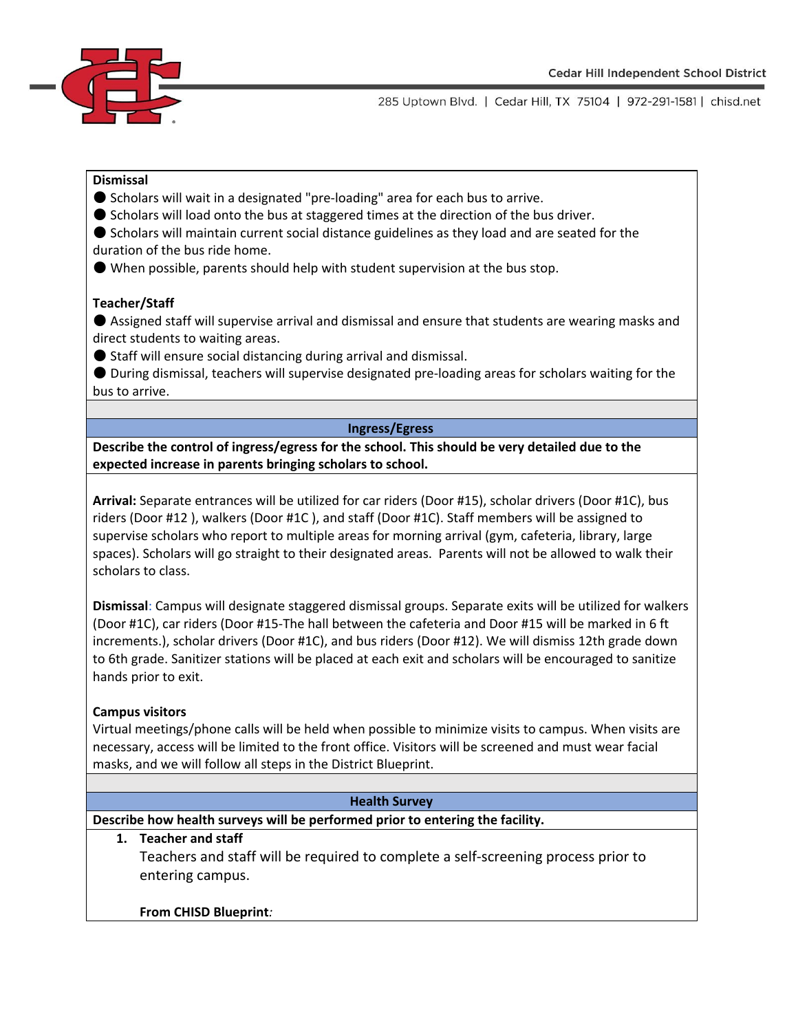**Dismissal**

- Scholars will wait in a designated "pre-loading" area for each bus to arrive.
- Scholars will load onto the bus at staggered times at the direction of the bus driver.
- Scholars will maintain current social distance guidelines as they load and are seated for the duration of the bus ride home.
- When possible, parents should help with student supervision at the bus stop.

**Teacher/Staff**

- Assigned staff will supervise arrival and dismissal and ensure that students are wearing masks and direct students to waiting areas.
- Staff will ensure social distancing during arrival and dismissal.
- During dismissal, teachers will supervise designated pre-loading areas for scholars waiting for the bus to arrive.

## Ingress/Egress

**Describe the control of ingress/egress for the school. This should be very detailed due to the expected increase in parents bringing scholars to school.**

**Arrival:** Separate entrances will be utilized for car riders (Door #15), scholar drivers (Door #1C), bus riders (Door #12 ), walkers (Door #1C ), and staff (Door #1C). Staff members will be assigned to supervise scholars who report to multiple areas for morning arrival (gym, cafeteria, library, large spaces). Scholars will go straight to their designated areas. Parents will not be allowed to walk their scholars to class.

**Dismissal**: Campus will designate staggered dismissal groups. Separate exits will be utilized for walkers (Door #1C), car riders (Door #15-The hall between the cafeteria and Door #15 will be marked in 6 ft increments.), scholar drivers (Door #1C), and bus riders (Door #12). We will dismiss 12th grade down to 6th grade. Sanitizer stations will be placed at each exit and scholars will be encouraged to sanitize hands prior to exit.

**Campus visitors**

Virtual meetings/phone calls will be held when possible to minimize visits to campus. When visits are necessary, access will be limited to the front office. Visitors will be screened and must wear facial masks, and we will follow all steps in the District Blueprint.

## Health Survey

**Describe how health surveys will be performed prior to entering the facility.**

1. **Teacher and staff**

   Teachers and staff will be required to complete a self-screening process prior to entering campus.

   **From CHISD Blueprint***:*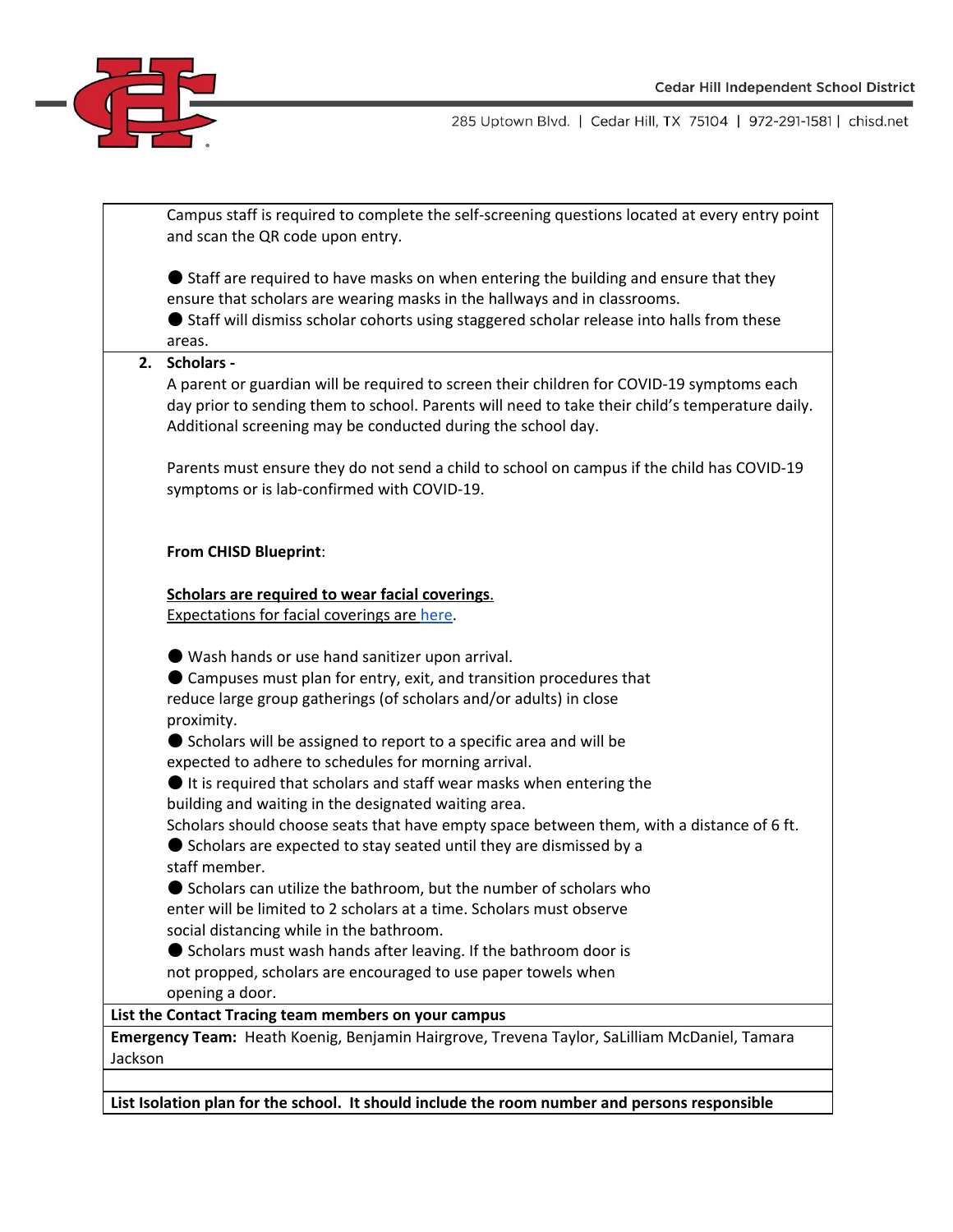Campus staff is required to complete the self-screening questions located at every entry point and scan the QR code upon entry.

- Staff are required to have masks on when entering the building and ensure that they ensure that scholars are wearing masks in the hallways and in classrooms.
- Staff will dismiss scholar cohorts using staggered scholar release into halls from these areas.

2. **Scholars -**

A parent or guardian will be required to screen their children for COVID-19 symptoms each day prior to sending them to school. Parents will need to take their child's temperature daily. Additional screening may be conducted during the school day.

Parents must ensure they do not send a child to school on campus if the child has COVID-19 symptoms or is lab-confirmed with COVID-19.

**From CHISD Blueprint**:

**Scholars are required to wear facial coverings.**
Expectations for facial coverings are here.

- Wash hands or use hand sanitizer upon arrival.
- Campuses must plan for entry, exit, and transition procedures that reduce large group gatherings (of scholars and/or adults) in close proximity.
- Scholars will be assigned to report to a specific area and will be expected to adhere to schedules for morning arrival.
- It is required that scholars and staff wear masks when entering the building and waiting in the designated waiting area.

Scholars should choose seats that have empty space between them, with a distance of 6 ft.

- Scholars are expected to stay seated until they are dismissed by a staff member.
- Scholars can utilize the bathroom, but the number of scholars who enter will be limited to 2 scholars at a time. Scholars must observe social distancing while in the bathroom.
- Scholars must wash hands after leaving. If the bathroom door is not propped, scholars are encouraged to use paper towels when opening a door.

**List the Contact Tracing team members on your campus**

**Emergency Team:** Heath Koenig, Benjamin Hairgrove, Trevena Taylor, SaLilliam McDaniel, Tamara Jackson

**List Isolation plan for the school. It should include the room number and persons responsible**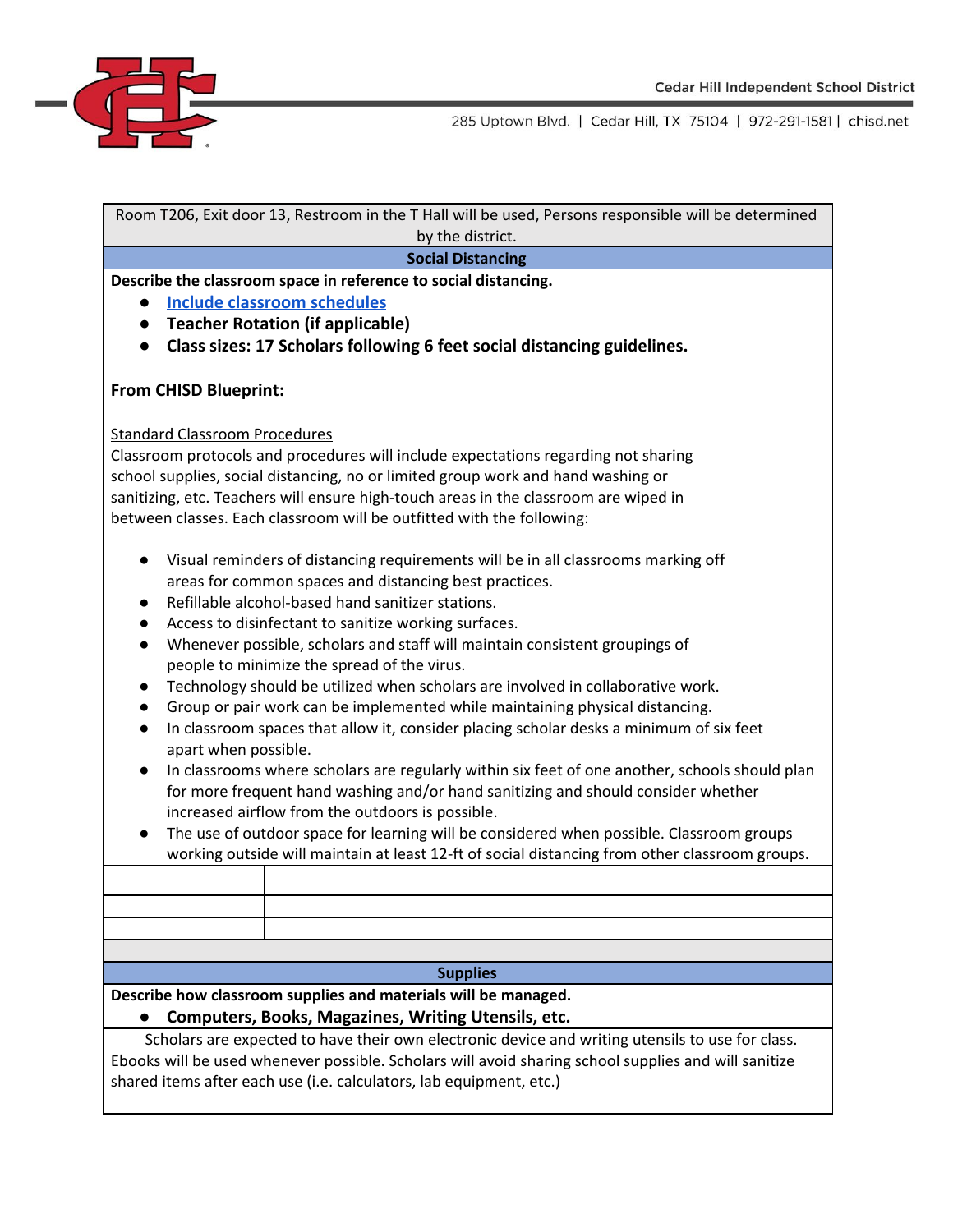Room T206, Exit door 13, Restroom in the T Hall will be used, Persons responsible will be determined by the district.

## Social Distancing

**Describe the classroom space in reference to social distancing.**

- **[Include classroom schedules]()**
- **Teacher Rotation (if applicable)**
- **Class sizes: 17 Scholars following 6 feet social distancing guidelines.**

**From CHISD Blueprint:**

Standard Classroom Procedures

Classroom protocols and procedures will include expectations regarding not sharing school supplies, social distancing, no or limited group work and hand washing or sanitizing, etc. Teachers will ensure high-touch areas in the classroom are wiped in between classes. Each classroom will be outfitted with the following:

- Visual reminders of distancing requirements will be in all classrooms marking off areas for common spaces and distancing best practices.
- Refillable alcohol-based hand sanitizer stations.
- Access to disinfectant to sanitize working surfaces.
- Whenever possible, scholars and staff will maintain consistent groupings of people to minimize the spread of the virus.
- Technology should be utilized when scholars are involved in collaborative work.
- Group or pair work can be implemented while maintaining physical distancing.
- In classroom spaces that allow it, consider placing scholar desks a minimum of six feet apart when possible.
- In classrooms where scholars are regularly within six feet of one another, schools should plan for more frequent hand washing and/or hand sanitizing and should consider whether increased airflow from the outdoors is possible.
- The use of outdoor space for learning will be considered when possible. Classroom groups working outside will maintain at least 12-ft of social distancing from other classroom groups.

## Supplies

**Describe how classroom supplies and materials will be managed.**

- **Computers, Books, Magazines, Writing Utensils, etc.**

Scholars are expected to have their own electronic device and writing utensils to use for class. Ebooks will be used whenever possible. Scholars will avoid sharing school supplies and will sanitize shared items after each use (i.e. calculators, lab equipment, etc.)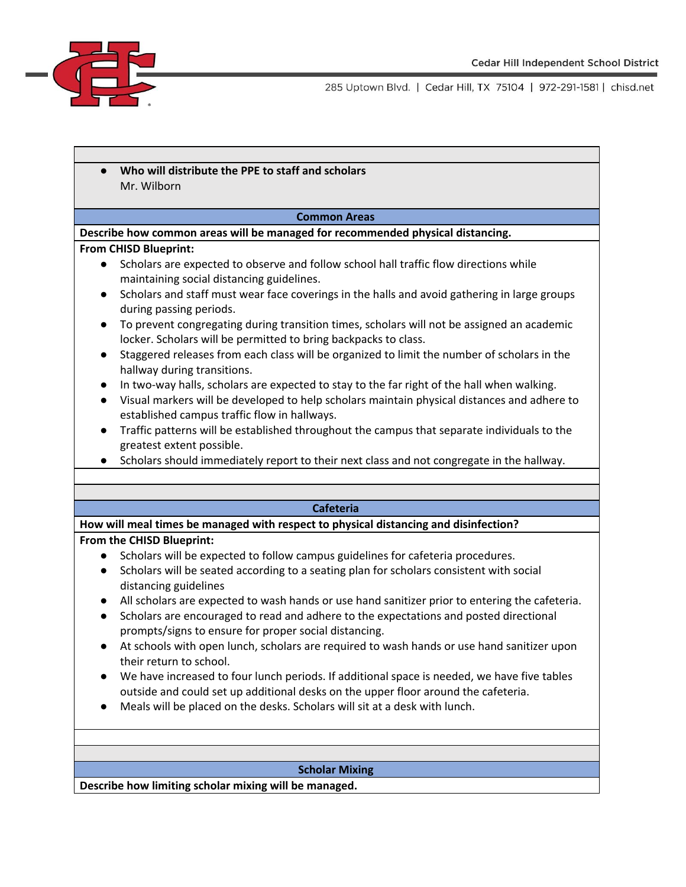- **Who will distribute the PPE to staff and scholars**
  Mr. Wilborn

## Common Areas

**Describe how common areas will be managed for recommended physical distancing.**

**From CHISD Blueprint:**

- Scholars are expected to observe and follow school hall traffic flow directions while maintaining social distancing guidelines.
- Scholars and staff must wear face coverings in the halls and avoid gathering in large groups during passing periods.
- To prevent congregating during transition times, scholars will not be assigned an academic locker. Scholars will be permitted to bring backpacks to class.
- Staggered releases from each class will be organized to limit the number of scholars in the hallway during transitions.
- In two-way halls, scholars are expected to stay to the far right of the hall when walking.
- Visual markers will be developed to help scholars maintain physical distances and adhere to established campus traffic flow in hallways.
- Traffic patterns will be established throughout the campus that separate individuals to the greatest extent possible.
- Scholars should immediately report to their next class and not congregate in the hallway.

## Cafeteria

**How will meal times be managed with respect to physical distancing and disinfection?**

**From the CHISD Blueprint:**

- Scholars will be expected to follow campus guidelines for cafeteria procedures.
- Scholars will be seated according to a seating plan for scholars consistent with social distancing guidelines
- All scholars are expected to wash hands or use hand sanitizer prior to entering the cafeteria.
- Scholars are encouraged to read and adhere to the expectations and posted directional prompts/signs to ensure for proper social distancing.
- At schools with open lunch, scholars are required to wash hands or use hand sanitizer upon their return to school.
- We have increased to four lunch periods. If additional space is needed, we have five tables outside and could set up additional desks on the upper floor around the cafeteria.
- Meals will be placed on the desks. Scholars will sit at a desk with lunch.

## Scholar Mixing

**Describe how limiting scholar mixing will be managed.**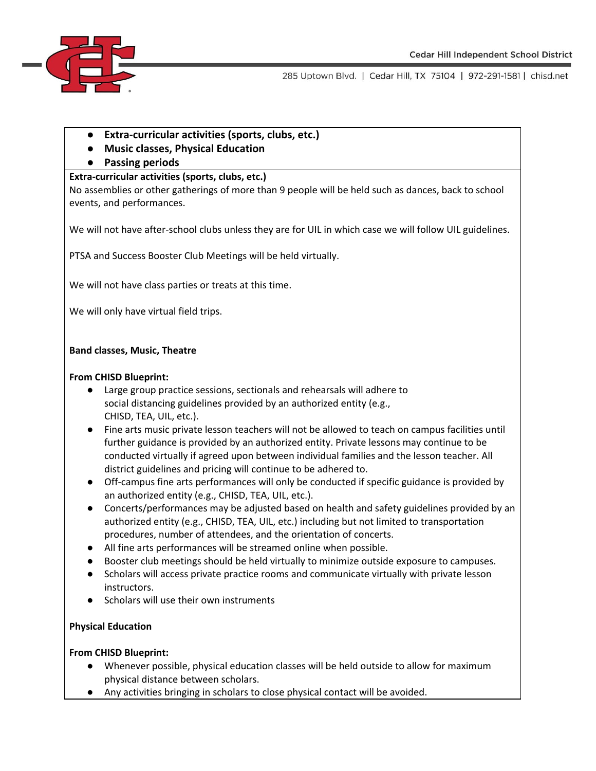- **Extra-curricular activities (sports, clubs, etc.)**
- **Music classes, Physical Education**
- **Passing periods**

**Extra-curricular activities (sports, clubs, etc.)**

No assemblies or other gatherings of more than 9 people will be held such as dances, back to school events, and performances.

We will not have after-school clubs unless they are for UIL in which case we will follow UIL guidelines.

PTSA and Success Booster Club Meetings will be held virtually.

We will not have class parties or treats at this time.

We will only have virtual field trips.

**Band classes, Music, Theatre**

**From CHISD Blueprint:**

- Large group practice sessions, sectionals and rehearsals will adhere to social distancing guidelines provided by an authorized entity (e.g., CHISD, TEA, UIL, etc.).
- Fine arts music private lesson teachers will not be allowed to teach on campus facilities until further guidance is provided by an authorized entity. Private lessons may continue to be conducted virtually if agreed upon between individual families and the lesson teacher. All district guidelines and pricing will continue to be adhered to.
- Off-campus fine arts performances will only be conducted if specific guidance is provided by an authorized entity (e.g., CHISD, TEA, UIL, etc.).
- Concerts/performances may be adjusted based on health and safety guidelines provided by an authorized entity (e.g., CHISD, TEA, UIL, etc.) including but not limited to transportation procedures, number of attendees, and the orientation of concerts.
- All fine arts performances will be streamed online when possible.
- Booster club meetings should be held virtually to minimize outside exposure to campuses.
- Scholars will access private practice rooms and communicate virtually with private lesson instructors.
- Scholars will use their own instruments

**Physical Education**

**From CHISD Blueprint:**

- Whenever possible, physical education classes will be held outside to allow for maximum physical distance between scholars.
- Any activities bringing in scholars to close physical contact will be avoided.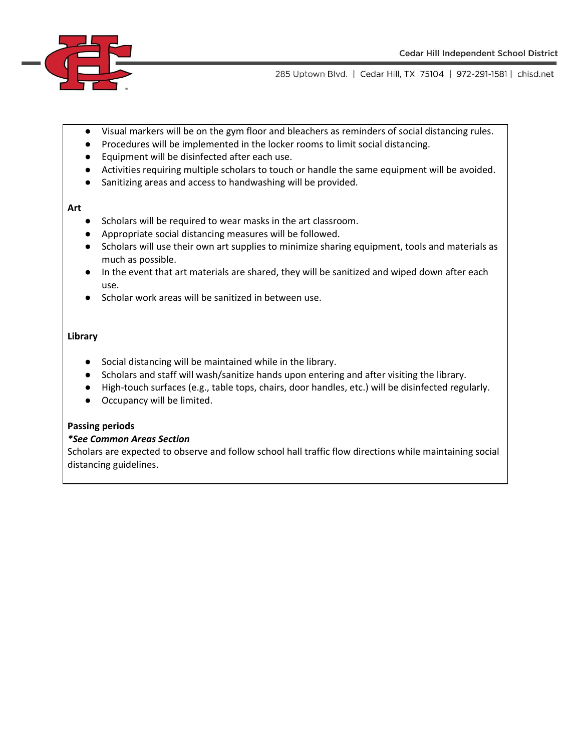- Visual markers will be on the gym floor and bleachers as reminders of social distancing rules.
- Procedures will be implemented in the locker rooms to limit social distancing.
- Equipment will be disinfected after each use.
- Activities requiring multiple scholars to touch or handle the same equipment will be avoided.
- Sanitizing areas and access to handwashing will be provided.

**Art**

- Scholars will be required to wear masks in the art classroom.
- Appropriate social distancing measures will be followed.
- Scholars will use their own art supplies to minimize sharing equipment, tools and materials as much as possible.
- In the event that art materials are shared, they will be sanitized and wiped down after each use.
- Scholar work areas will be sanitized in between use.

**Library**

- Social distancing will be maintained while in the library.
- Scholars and staff will wash/sanitize hands upon entering and after visiting the library.
- High-touch surfaces (e.g., table tops, chairs, door handles, etc.) will be disinfected regularly.
- Occupancy will be limited.

**Passing periods**
***See Common Areas Section***
Scholars are expected to observe and follow school hall traffic flow directions while maintaining social distancing guidelines.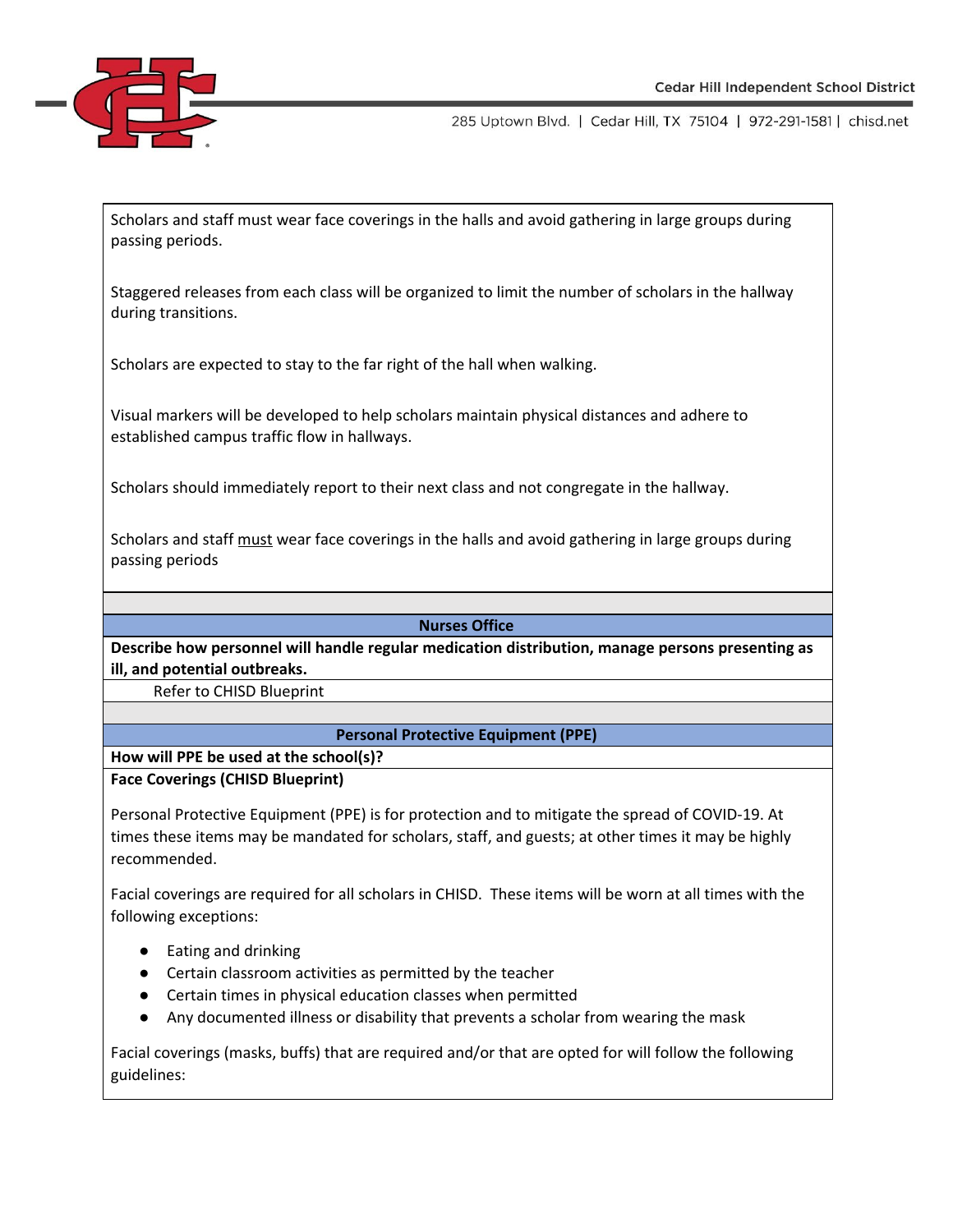Scholars and staff must wear face coverings in the halls and avoid gathering in large groups during passing periods.

Staggered releases from each class will be organized to limit the number of scholars in the hallway during transitions.

Scholars are expected to stay to the far right of the hall when walking.

Visual markers will be developed to help scholars maintain physical distances and adhere to established campus traffic flow in hallways.

Scholars should immediately report to their next class and not congregate in the hallway.

Scholars and staff must wear face coverings in the halls and avoid gathering in large groups during passing periods

## Nurses Office

**Describe how personnel will handle regular medication distribution, manage persons presenting as ill, and potential outbreaks.**

Refer to CHISD Blueprint

## Personal Protective Equipment (PPE)

**How will PPE be used at the school(s)?**

**Face Coverings (CHISD Blueprint)**

Personal Protective Equipment (PPE) is for protection and to mitigate the spread of COVID-19. At times these items may be mandated for scholars, staff, and guests; at other times it may be highly recommended.

Facial coverings are required for all scholars in CHISD. These items will be worn at all times with the following exceptions:

- Eating and drinking
- Certain classroom activities as permitted by the teacher
- Certain times in physical education classes when permitted
- Any documented illness or disability that prevents a scholar from wearing the mask

Facial coverings (masks, buffs) that are required and/or that are opted for will follow the following guidelines: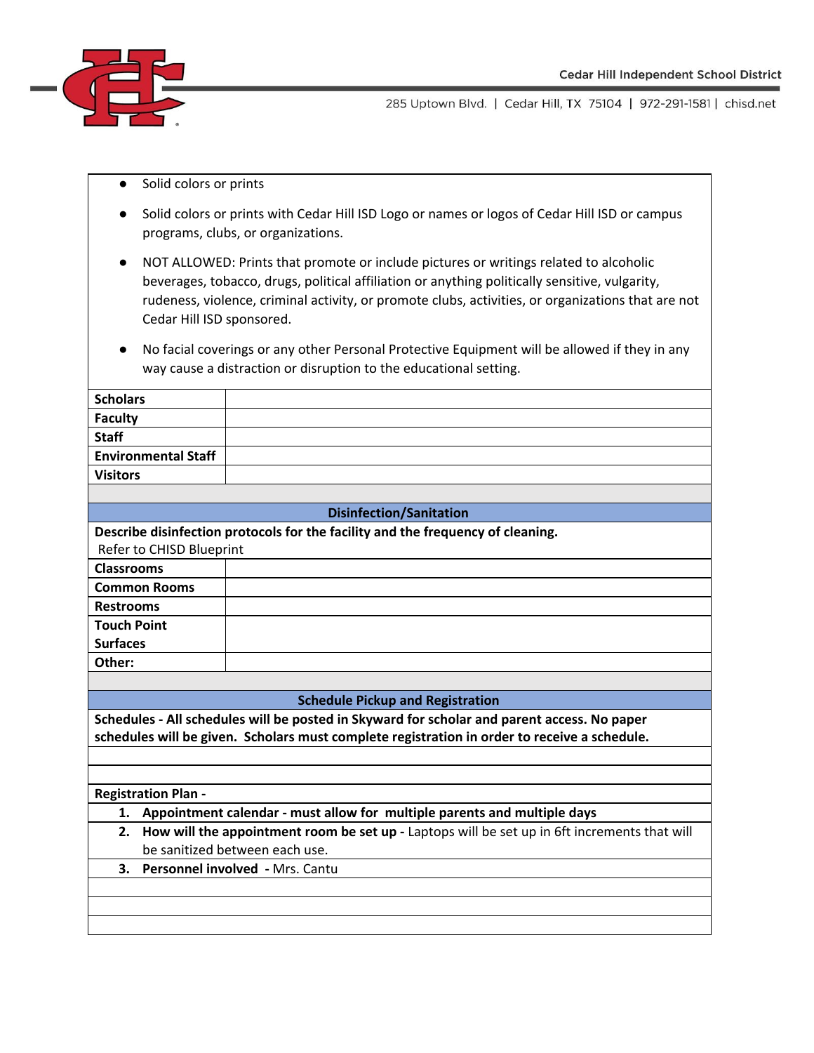- Solid colors or prints
- Solid colors or prints with Cedar Hill ISD Logo or names or logos of Cedar Hill ISD or campus programs, clubs, or organizations.
- NOT ALLOWED: Prints that promote or include pictures or writings related to alcoholic beverages, tobacco, drugs, political affiliation or anything politically sensitive, vulgarity, rudeness, violence, criminal activity, or promote clubs, activities, or organizations that are not Cedar Hill ISD sponsored.
- No facial coverings or any other Personal Protective Equipment will be allowed if they in any way cause a distraction or disruption to the educational setting.

| | |
|---|---|
| **Scholars** | |
| **Faculty** | |
| **Staff** | |
| **Environmental Staff** | |
| **Visitors** | |

## Disinfection/Sanitation

**Describe disinfection protocols for the facility and the frequency of cleaning.**
Refer to CHISD Blueprint

| | |
|---|---|
| **Classrooms** | |
| **Common Rooms** | |
| **Restrooms** | |
| **Touch Point Surfaces** | |
| **Other:** | |

## Schedule Pickup and Registration

**Schedules - All schedules will be posted in Skyward for scholar and parent access. No paper schedules will be given. Scholars must complete registration in order to receive a schedule.**

**Registration Plan -**

1. **Appointment calendar - must allow for multiple parents and multiple days**
2. **How will the appointment room be set up -** Laptops will be set up in 6ft increments that will be sanitized between each use.
3. **Personnel involved -** Mrs. Cantu